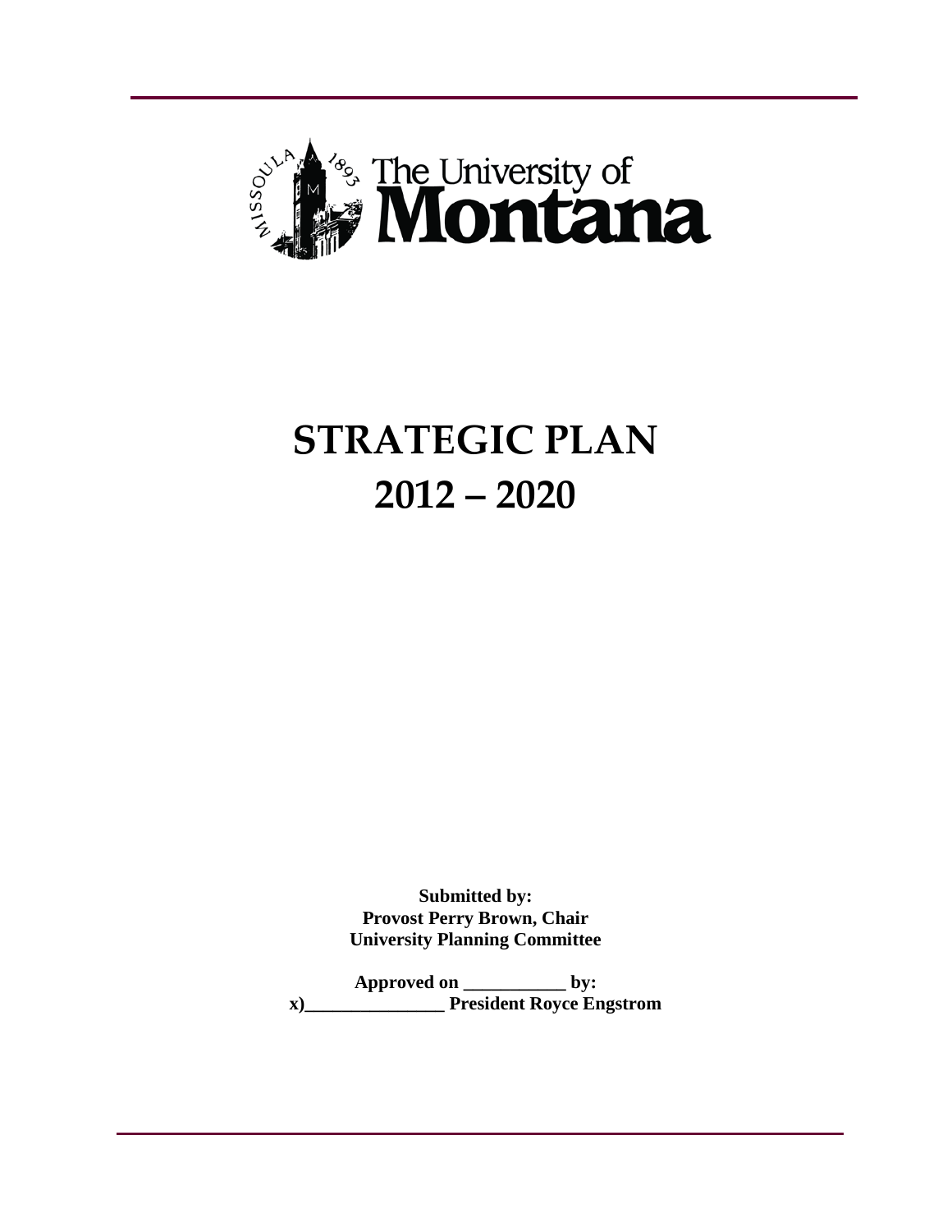The University of Montana

# STRATEGIC PLAN
# 2012 – 2020

**Submitted by:**
**Provost Perry Brown, Chair**
**University Planning Committee**

**Approved on ___________ by:**
**x)_______________ President Royce Engstrom**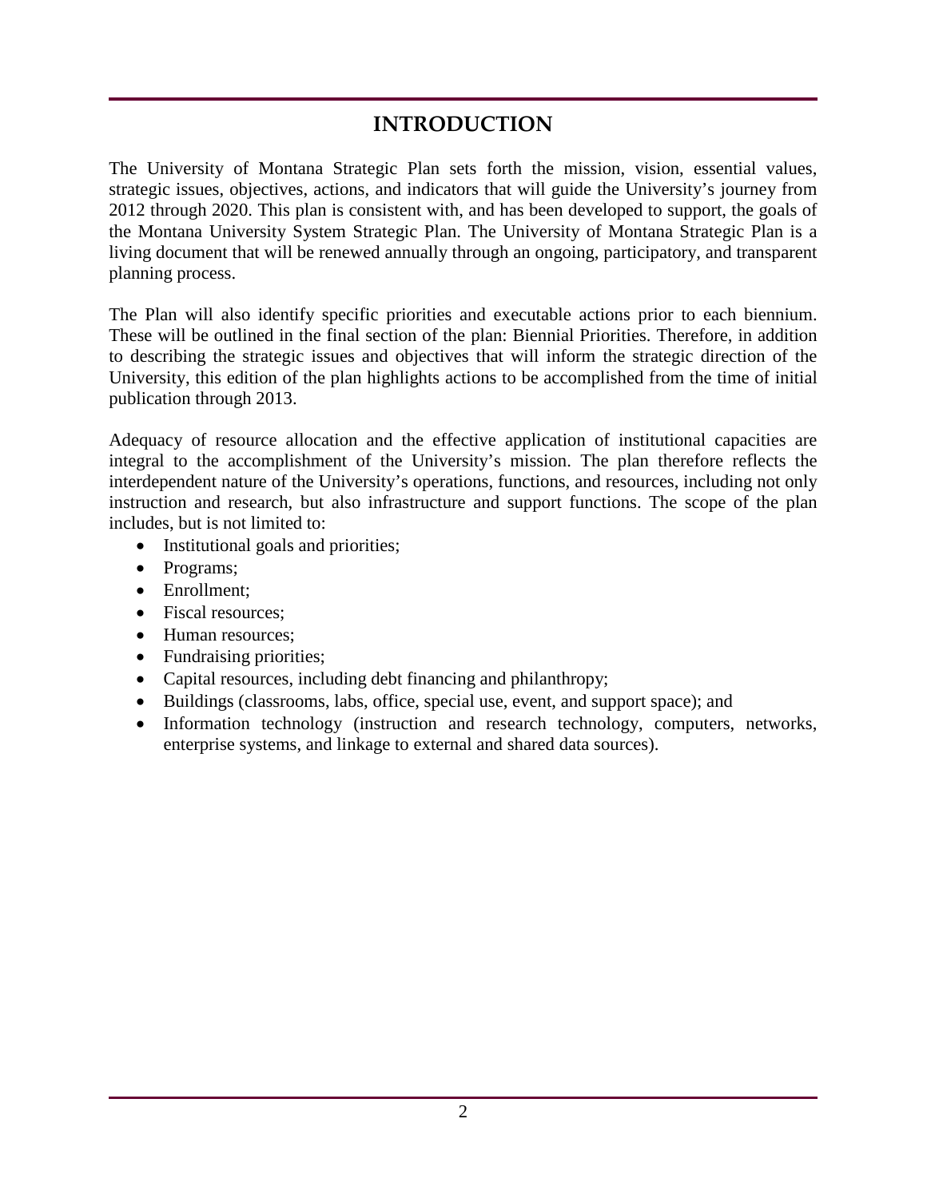# INTRODUCTION

The University of Montana Strategic Plan sets forth the mission, vision, essential values, strategic issues, objectives, actions, and indicators that will guide the University's journey from 2012 through 2020. This plan is consistent with, and has been developed to support, the goals of the Montana University System Strategic Plan. The University of Montana Strategic Plan is a living document that will be renewed annually through an ongoing, participatory, and transparent planning process.

The Plan will also identify specific priorities and executable actions prior to each biennium. These will be outlined in the final section of the plan: Biennial Priorities. Therefore, in addition to describing the strategic issues and objectives that will inform the strategic direction of the University, this edition of the plan highlights actions to be accomplished from the time of initial publication through 2013.

Adequacy of resource allocation and the effective application of institutional capacities are integral to the accomplishment of the University's mission. The plan therefore reflects the interdependent nature of the University's operations, functions, and resources, including not only instruction and research, but also infrastructure and support functions. The scope of the plan includes, but is not limited to:

- Institutional goals and priorities;
- Programs;
- Enrollment;
- Fiscal resources;
- Human resources;
- Fundraising priorities;
- Capital resources, including debt financing and philanthropy;
- Buildings (classrooms, labs, office, special use, event, and support space); and
- Information technology (instruction and research technology, computers, networks, enterprise systems, and linkage to external and shared data sources).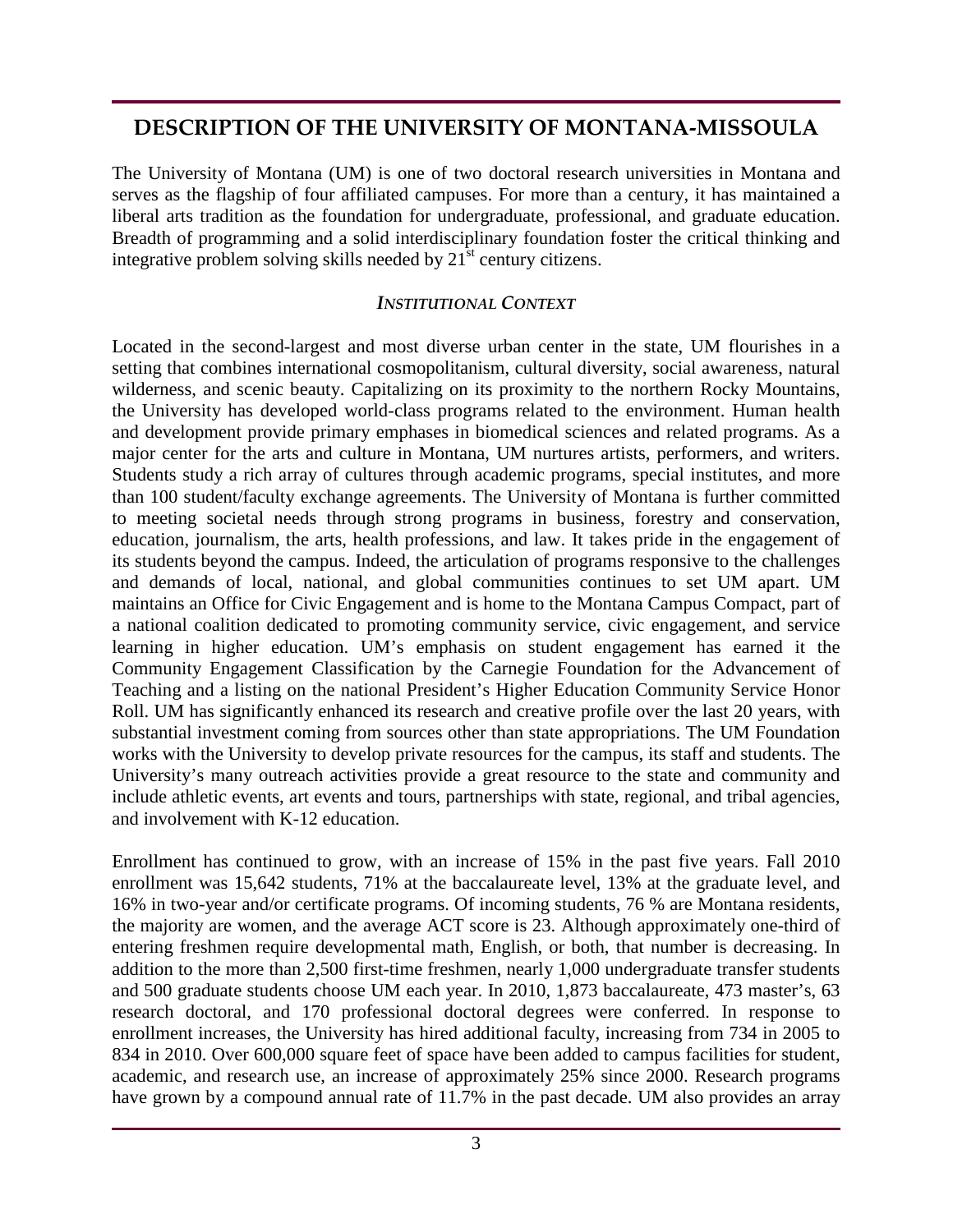# DESCRIPTION OF THE UNIVERSITY OF MONTANA-MISSOULA

The University of Montana (UM) is one of two doctoral research universities in Montana and serves as the flagship of four affiliated campuses. For more than a century, it has maintained a liberal arts tradition as the foundation for undergraduate, professional, and graduate education. Breadth of programming and a solid interdisciplinary foundation foster the critical thinking and integrative problem solving skills needed by 21st century citizens.

### *INSTITUTIONAL CONTEXT*

Located in the second-largest and most diverse urban center in the state, UM flourishes in a setting that combines international cosmopolitanism, cultural diversity, social awareness, natural wilderness, and scenic beauty. Capitalizing on its proximity to the northern Rocky Mountains, the University has developed world-class programs related to the environment. Human health and development provide primary emphases in biomedical sciences and related programs. As a major center for the arts and culture in Montana, UM nurtures artists, performers, and writers. Students study a rich array of cultures through academic programs, special institutes, and more than 100 student/faculty exchange agreements. The University of Montana is further committed to meeting societal needs through strong programs in business, forestry and conservation, education, journalism, the arts, health professions, and law. It takes pride in the engagement of its students beyond the campus. Indeed, the articulation of programs responsive to the challenges and demands of local, national, and global communities continues to set UM apart. UM maintains an Office for Civic Engagement and is home to the Montana Campus Compact, part of a national coalition dedicated to promoting community service, civic engagement, and service learning in higher education. UM's emphasis on student engagement has earned it the Community Engagement Classification by the Carnegie Foundation for the Advancement of Teaching and a listing on the national President's Higher Education Community Service Honor Roll. UM has significantly enhanced its research and creative profile over the last 20 years, with substantial investment coming from sources other than state appropriations. The UM Foundation works with the University to develop private resources for the campus, its staff and students. The University's many outreach activities provide a great resource to the state and community and include athletic events, art events and tours, partnerships with state, regional, and tribal agencies, and involvement with K-12 education.

Enrollment has continued to grow, with an increase of 15% in the past five years. Fall 2010 enrollment was 15,642 students, 71% at the baccalaureate level, 13% at the graduate level, and 16% in two-year and/or certificate programs. Of incoming students, 76 % are Montana residents, the majority are women, and the average ACT score is 23. Although approximately one-third of entering freshmen require developmental math, English, or both, that number is decreasing. In addition to the more than 2,500 first-time freshmen, nearly 1,000 undergraduate transfer students and 500 graduate students choose UM each year. In 2010, 1,873 baccalaureate, 473 master's, 63 research doctoral, and 170 professional doctoral degrees were conferred. In response to enrollment increases, the University has hired additional faculty, increasing from 734 in 2005 to 834 in 2010. Over 600,000 square feet of space have been added to campus facilities for student, academic, and research use, an increase of approximately 25% since 2000. Research programs have grown by a compound annual rate of 11.7% in the past decade. UM also provides an array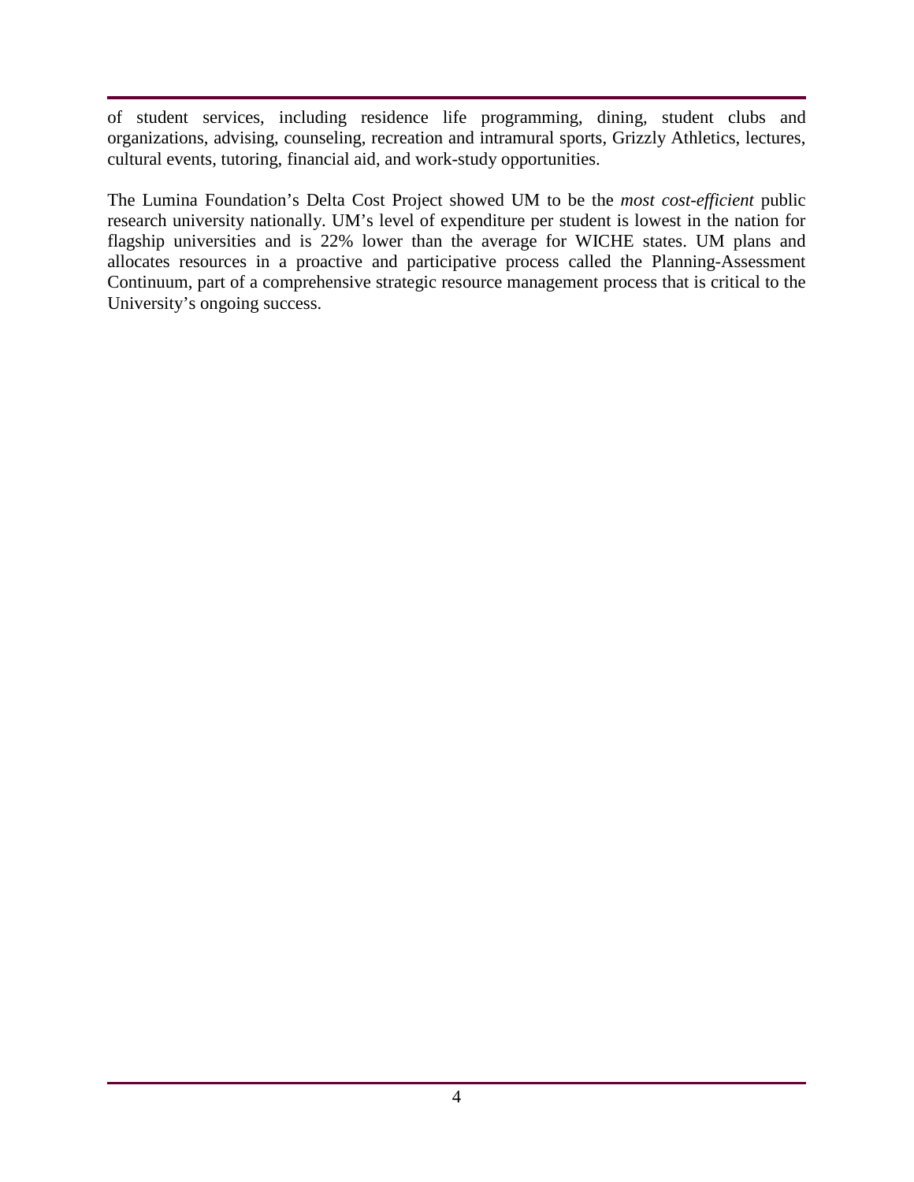of student services, including residence life programming, dining, student clubs and organizations, advising, counseling, recreation and intramural sports, Grizzly Athletics, lectures, cultural events, tutoring, financial aid, and work-study opportunities.

The Lumina Foundation's Delta Cost Project showed UM to be the *most cost-efficient* public research university nationally. UM's level of expenditure per student is lowest in the nation for flagship universities and is 22% lower than the average for WICHE states. UM plans and allocates resources in a proactive and participative process called the Planning-Assessment Continuum, part of a comprehensive strategic resource management process that is critical to the University's ongoing success.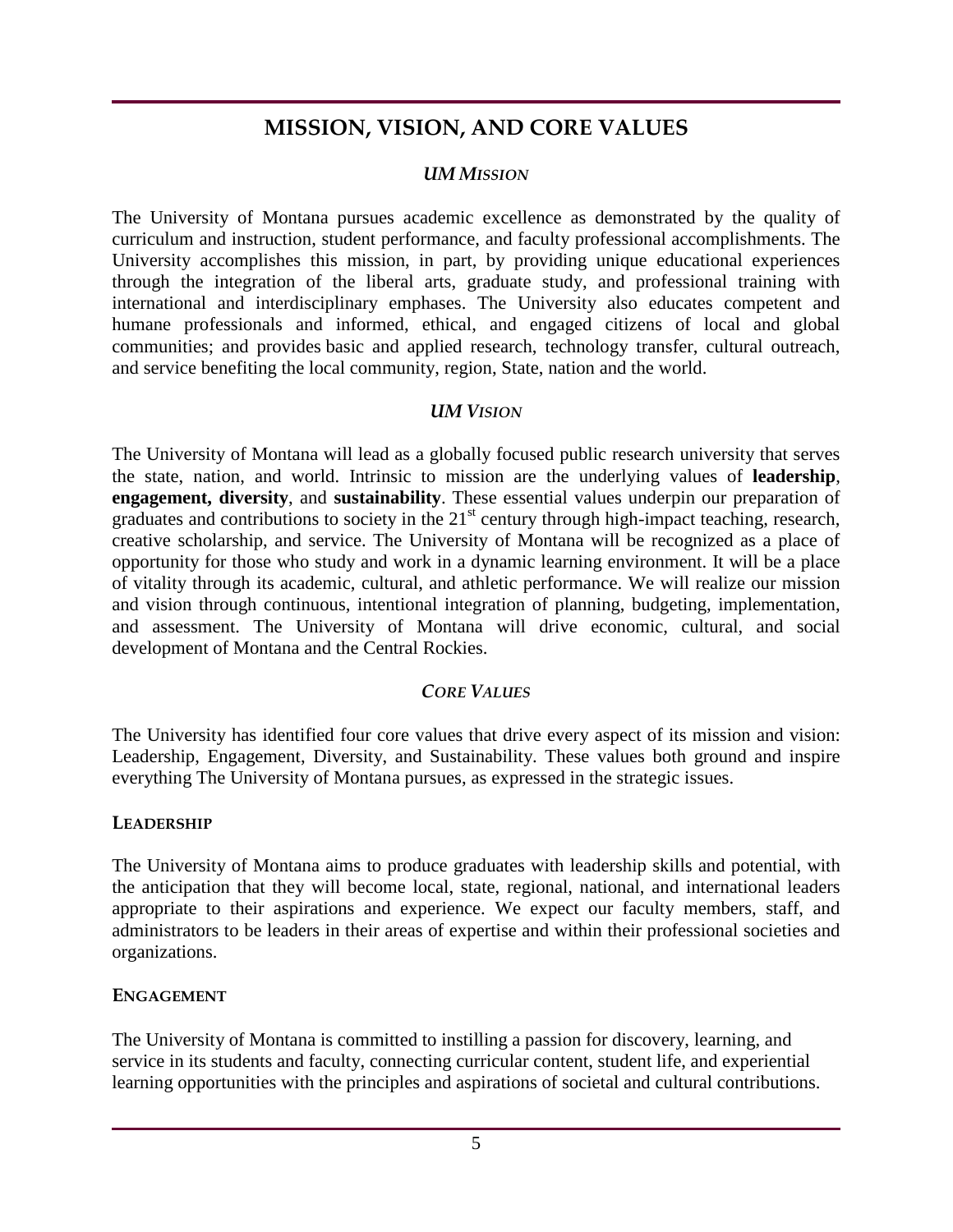# MISSION, VISION, AND CORE VALUES

## *UM MISSION*

The University of Montana pursues academic excellence as demonstrated by the quality of curriculum and instruction, student performance, and faculty professional accomplishments. The University accomplishes this mission, in part, by providing unique educational experiences through the integration of the liberal arts, graduate study, and professional training with international and interdisciplinary emphases. The University also educates competent and humane professionals and informed, ethical, and engaged citizens of local and global communities; and provides basic and applied research, technology transfer, cultural outreach, and service benefiting the local community, region, State, nation and the world.

## *UM VISION*

The University of Montana will lead as a globally focused public research university that serves the state, nation, and world. Intrinsic to mission are the underlying values of **leadership**, **engagement, diversity**, and **sustainability**. These essential values underpin our preparation of graduates and contributions to society in the 21st century through high-impact teaching, research, creative scholarship, and service. The University of Montana will be recognized as a place of opportunity for those who study and work in a dynamic learning environment. It will be a place of vitality through its academic, cultural, and athletic performance. We will realize our mission and vision through continuous, intentional integration of planning, budgeting, implementation, and assessment. The University of Montana will drive economic, cultural, and social development of Montana and the Central Rockies.

## *CORE VALUES*

The University has identified four core values that drive every aspect of its mission and vision: Leadership, Engagement, Diversity, and Sustainability. These values both ground and inspire everything The University of Montana pursues, as expressed in the strategic issues.

### LEADERSHIP

The University of Montana aims to produce graduates with leadership skills and potential, with the anticipation that they will become local, state, regional, national, and international leaders appropriate to their aspirations and experience. We expect our faculty members, staff, and administrators to be leaders in their areas of expertise and within their professional societies and organizations.

### ENGAGEMENT

The University of Montana is committed to instilling a passion for discovery, learning, and service in its students and faculty, connecting curricular content, student life, and experiential learning opportunities with the principles and aspirations of societal and cultural contributions.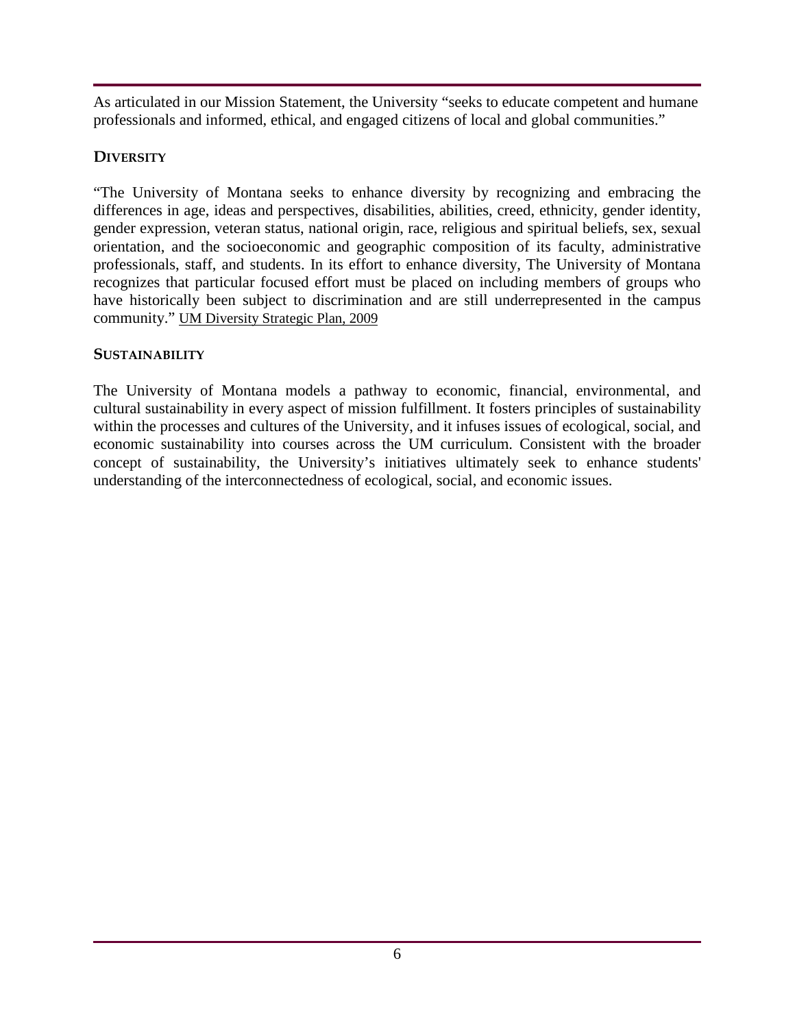As articulated in our Mission Statement, the University "seeks to educate competent and humane professionals and informed, ethical, and engaged citizens of local and global communities."

## DIVERSITY

"The University of Montana seeks to enhance diversity by recognizing and embracing the differences in age, ideas and perspectives, disabilities, abilities, creed, ethnicity, gender identity, gender expression, veteran status, national origin, race, religious and spiritual beliefs, sex, sexual orientation, and the socioeconomic and geographic composition of its faculty, administrative professionals, staff, and students. In its effort to enhance diversity, The University of Montana recognizes that particular focused effort must be placed on including members of groups who have historically been subject to discrimination and are still underrepresented in the campus community." UM Diversity Strategic Plan, 2009

## SUSTAINABILITY

The University of Montana models a pathway to economic, financial, environmental, and cultural sustainability in every aspect of mission fulfillment. It fosters principles of sustainability within the processes and cultures of the University, and it infuses issues of ecological, social, and economic sustainability into courses across the UM curriculum. Consistent with the broader concept of sustainability, the University's initiatives ultimately seek to enhance students' understanding of the interconnectedness of ecological, social, and economic issues.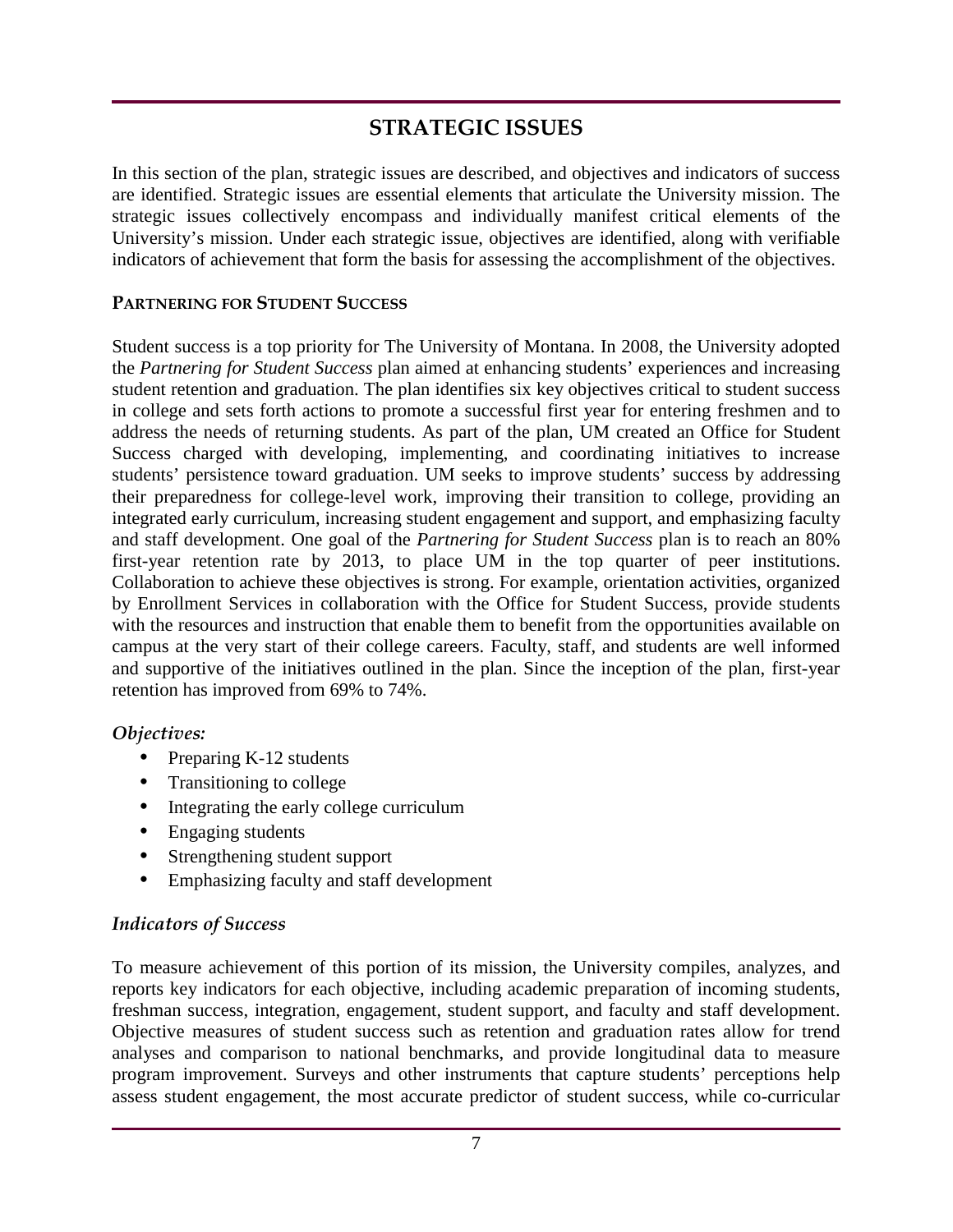# STRATEGIC ISSUES

In this section of the plan, strategic issues are described, and objectives and indicators of success are identified. Strategic issues are essential elements that articulate the University mission. The strategic issues collectively encompass and individually manifest critical elements of the University's mission. Under each strategic issue, objectives are identified, along with verifiable indicators of achievement that form the basis for assessing the accomplishment of the objectives.

## PARTNERING FOR STUDENT SUCCESS

Student success is a top priority for The University of Montana. In 2008, the University adopted the *Partnering for Student Success* plan aimed at enhancing students' experiences and increasing student retention and graduation. The plan identifies six key objectives critical to student success in college and sets forth actions to promote a successful first year for entering freshmen and to address the needs of returning students. As part of the plan, UM created an Office for Student Success charged with developing, implementing, and coordinating initiatives to increase students' persistence toward graduation. UM seeks to improve students' success by addressing their preparedness for college-level work, improving their transition to college, providing an integrated early curriculum, increasing student engagement and support, and emphasizing faculty and staff development. One goal of the *Partnering for Student Success* plan is to reach an 80% first-year retention rate by 2013, to place UM in the top quarter of peer institutions. Collaboration to achieve these objectives is strong. For example, orientation activities, organized by Enrollment Services in collaboration with the Office for Student Success, provide students with the resources and instruction that enable them to benefit from the opportunities available on campus at the very start of their college careers. Faculty, staff, and students are well informed and supportive of the initiatives outlined in the plan. Since the inception of the plan, first-year retention has improved from 69% to 74%.

### *Objectives:*

- Preparing K-12 students
- Transitioning to college
- Integrating the early college curriculum
- Engaging students
- Strengthening student support
- Emphasizing faculty and staff development

### *Indicators of Success*

To measure achievement of this portion of its mission, the University compiles, analyzes, and reports key indicators for each objective, including academic preparation of incoming students, freshman success, integration, engagement, student support, and faculty and staff development. Objective measures of student success such as retention and graduation rates allow for trend analyses and comparison to national benchmarks, and provide longitudinal data to measure program improvement. Surveys and other instruments that capture students' perceptions help assess student engagement, the most accurate predictor of student success, while co-curricular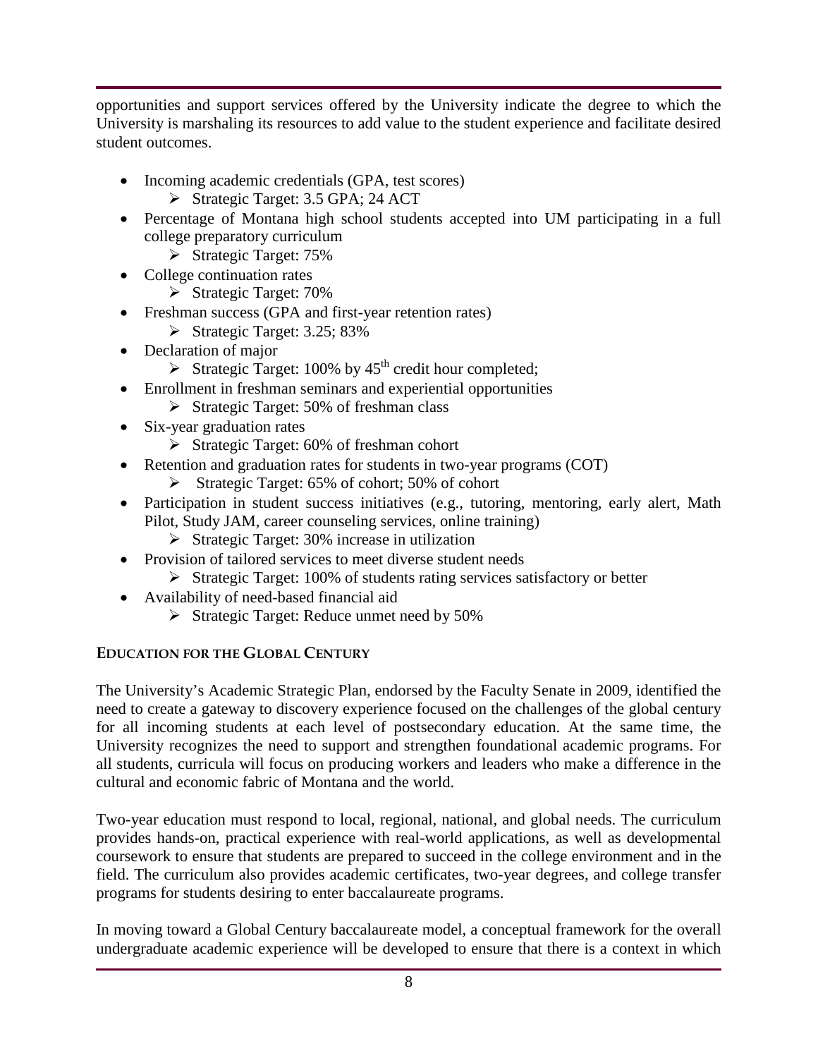opportunities and support services offered by the University indicate the degree to which the University is marshaling its resources to add value to the student experience and facilitate desired student outcomes.

- Incoming academic credentials (GPA, test scores)
  - Strategic Target: 3.5 GPA; 24 ACT
- Percentage of Montana high school students accepted into UM participating in a full college preparatory curriculum
  - Strategic Target: 75%
- College continuation rates
  - Strategic Target: 70%
- Freshman success (GPA and first-year retention rates)
  - Strategic Target: 3.25; 83%
- Declaration of major
  - Strategic Target: 100% by 45th credit hour completed;
- Enrollment in freshman seminars and experiential opportunities
  - Strategic Target: 50% of freshman class
- Six-year graduation rates
  - Strategic Target: 60% of freshman cohort
- Retention and graduation rates for students in two-year programs (COT)
  - Strategic Target: 65% of cohort; 50% of cohort
- Participation in student success initiatives (e.g., tutoring, mentoring, early alert, Math Pilot, Study JAM, career counseling services, online training)
  - Strategic Target: 30% increase in utilization
- Provision of tailored services to meet diverse student needs
  - Strategic Target: 100% of students rating services satisfactory or better
- Availability of need-based financial aid
  - Strategic Target: Reduce unmet need by 50%

## EDUCATION FOR THE GLOBAL CENTURY

The University's Academic Strategic Plan, endorsed by the Faculty Senate in 2009, identified the need to create a gateway to discovery experience focused on the challenges of the global century for all incoming students at each level of postsecondary education. At the same time, the University recognizes the need to support and strengthen foundational academic programs. For all students, curricula will focus on producing workers and leaders who make a difference in the cultural and economic fabric of Montana and the world.

Two-year education must respond to local, regional, national, and global needs. The curriculum provides hands-on, practical experience with real-world applications, as well as developmental coursework to ensure that students are prepared to succeed in the college environment and in the field. The curriculum also provides academic certificates, two-year degrees, and college transfer programs for students desiring to enter baccalaureate programs.

In moving toward a Global Century baccalaureate model, a conceptual framework for the overall undergraduate academic experience will be developed to ensure that there is a context in which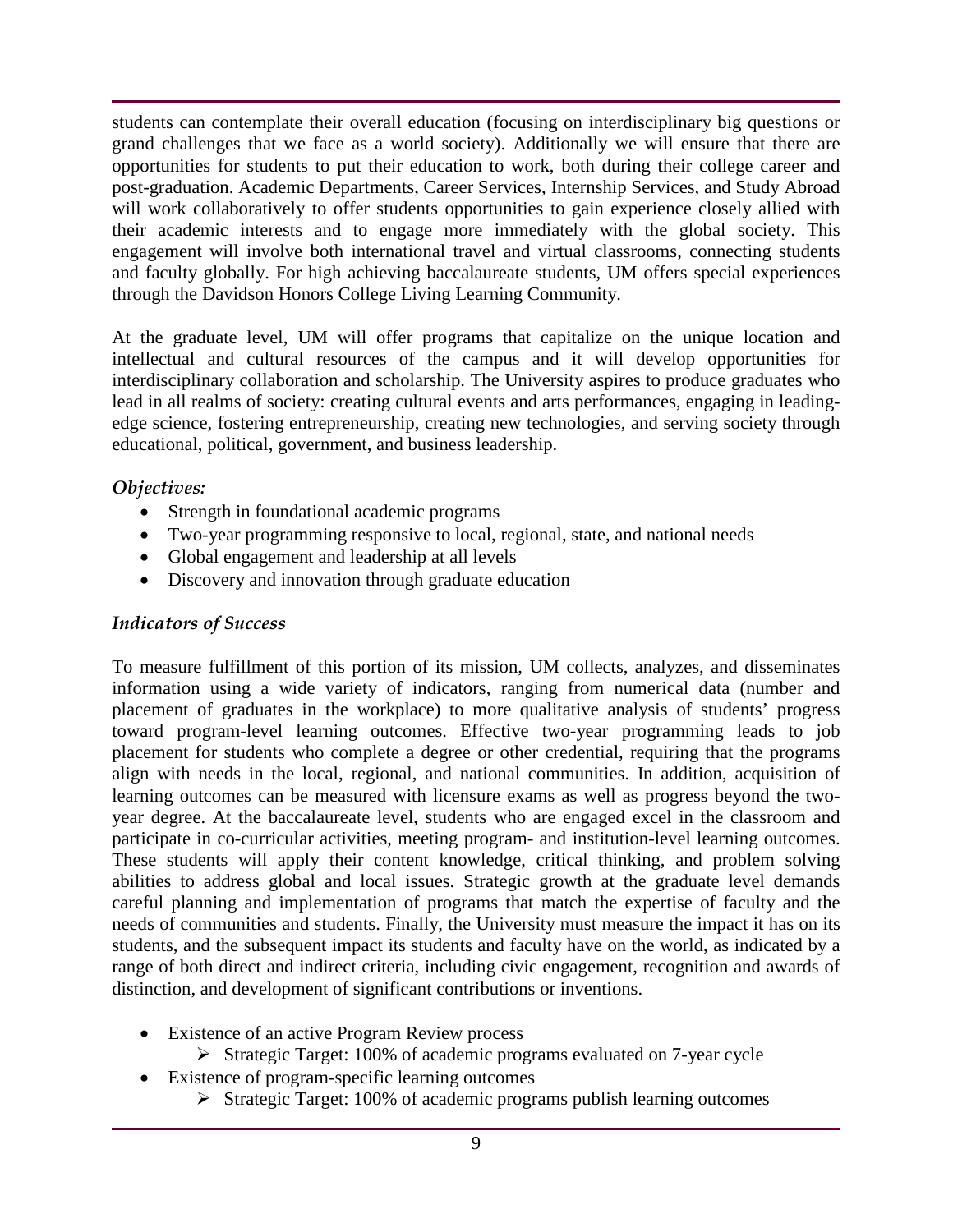students can contemplate their overall education (focusing on interdisciplinary big questions or grand challenges that we face as a world society). Additionally we will ensure that there are opportunities for students to put their education to work, both during their college career and post-graduation. Academic Departments, Career Services, Internship Services, and Study Abroad will work collaboratively to offer students opportunities to gain experience closely allied with their academic interests and to engage more immediately with the global society. This engagement will involve both international travel and virtual classrooms, connecting students and faculty globally. For high achieving baccalaureate students, UM offers special experiences through the Davidson Honors College Living Learning Community.

At the graduate level, UM will offer programs that capitalize on the unique location and intellectual and cultural resources of the campus and it will develop opportunities for interdisciplinary collaboration and scholarship. The University aspires to produce graduates who lead in all realms of society: creating cultural events and arts performances, engaging in leading-edge science, fostering entrepreneurship, creating new technologies, and serving society through educational, political, government, and business leadership.

### *Objectives:*

- Strength in foundational academic programs
- Two-year programming responsive to local, regional, state, and national needs
- Global engagement and leadership at all levels
- Discovery and innovation through graduate education

### *Indicators of Success*

To measure fulfillment of this portion of its mission, UM collects, analyzes, and disseminates information using a wide variety of indicators, ranging from numerical data (number and placement of graduates in the workplace) to more qualitative analysis of students' progress toward program-level learning outcomes. Effective two-year programming leads to job placement for students who complete a degree or other credential, requiring that the programs align with needs in the local, regional, and national communities. In addition, acquisition of learning outcomes can be measured with licensure exams as well as progress beyond the two-year degree. At the baccalaureate level, students who are engaged excel in the classroom and participate in co-curricular activities, meeting program- and institution-level learning outcomes. These students will apply their content knowledge, critical thinking, and problem solving abilities to address global and local issues. Strategic growth at the graduate level demands careful planning and implementation of programs that match the expertise of faculty and the needs of communities and students. Finally, the University must measure the impact it has on its students, and the subsequent impact its students and faculty have on the world, as indicated by a range of both direct and indirect criteria, including civic engagement, recognition and awards of distinction, and development of significant contributions or inventions.

- Existence of an active Program Review process
  - Strategic Target: 100% of academic programs evaluated on 7-year cycle
- Existence of program-specific learning outcomes
  - Strategic Target: 100% of academic programs publish learning outcomes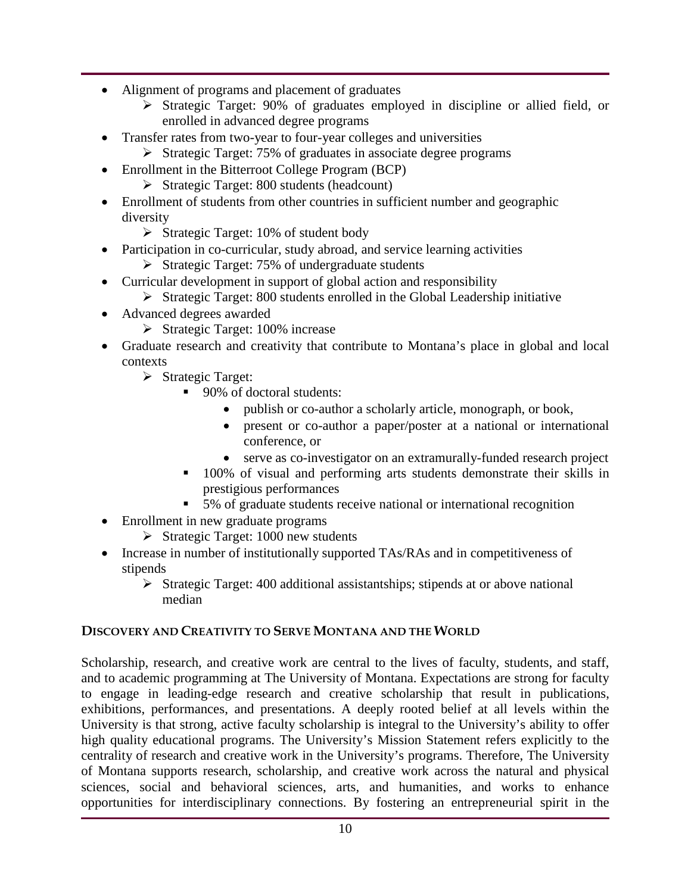- Alignment of programs and placement of graduates
  - Strategic Target: 90% of graduates employed in discipline or allied field, or enrolled in advanced degree programs
- Transfer rates from two-year to four-year colleges and universities
  - Strategic Target: 75% of graduates in associate degree programs
- Enrollment in the Bitterroot College Program (BCP)
  - Strategic Target: 800 students (headcount)
- Enrollment of students from other countries in sufficient number and geographic diversity
  - Strategic Target: 10% of student body
- Participation in co-curricular, study abroad, and service learning activities
  - Strategic Target: 75% of undergraduate students
- Curricular development in support of global action and responsibility
  - Strategic Target: 800 students enrolled in the Global Leadership initiative
- Advanced degrees awarded
  - Strategic Target: 100% increase
- Graduate research and creativity that contribute to Montana's place in global and local contexts
  - Strategic Target:
    - 90% of doctoral students:
      - publish or co-author a scholarly article, monograph, or book,
      - present or co-author a paper/poster at a national or international conference, or
      - serve as co-investigator on an extramurally-funded research project
    - 100% of visual and performing arts students demonstrate their skills in prestigious performances
    - 5% of graduate students receive national or international recognition
- Enrollment in new graduate programs
  - Strategic Target: 1000 new students
- Increase in number of institutionally supported TAs/RAs and in competitiveness of stipends
  - Strategic Target: 400 additional assistantships; stipends at or above national median

## DISCOVERY AND CREATIVITY TO SERVE MONTANA AND THE WORLD

Scholarship, research, and creative work are central to the lives of faculty, students, and staff, and to academic programming at The University of Montana. Expectations are strong for faculty to engage in leading-edge research and creative scholarship that result in publications, exhibitions, performances, and presentations. A deeply rooted belief at all levels within the University is that strong, active faculty scholarship is integral to the University's ability to offer high quality educational programs. The University's Mission Statement refers explicitly to the centrality of research and creative work in the University's programs. Therefore, The University of Montana supports research, scholarship, and creative work across the natural and physical sciences, social and behavioral sciences, arts, and humanities, and works to enhance opportunities for interdisciplinary connections. By fostering an entrepreneurial spirit in the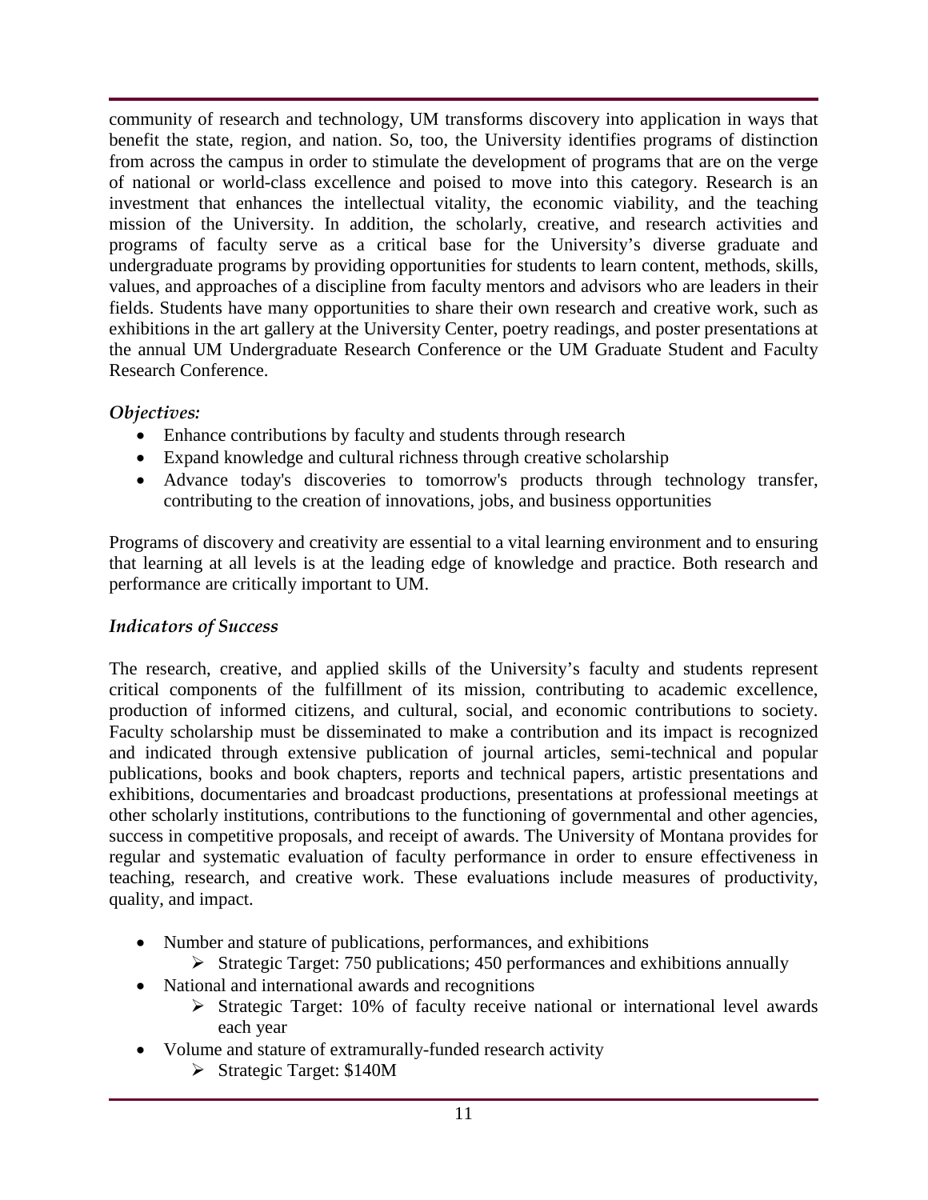community of research and technology, UM transforms discovery into application in ways that benefit the state, region, and nation. So, too, the University identifies programs of distinction from across the campus in order to stimulate the development of programs that are on the verge of national or world-class excellence and poised to move into this category. Research is an investment that enhances the intellectual vitality, the economic viability, and the teaching mission of the University. In addition, the scholarly, creative, and research activities and programs of faculty serve as a critical base for the University's diverse graduate and undergraduate programs by providing opportunities for students to learn content, methods, skills, values, and approaches of a discipline from faculty mentors and advisors who are leaders in their fields. Students have many opportunities to share their own research and creative work, such as exhibitions in the art gallery at the University Center, poetry readings, and poster presentations at the annual UM Undergraduate Research Conference or the UM Graduate Student and Faculty Research Conference.

### *Objectives:*

- Enhance contributions by faculty and students through research
- Expand knowledge and cultural richness through creative scholarship
- Advance today's discoveries to tomorrow's products through technology transfer, contributing to the creation of innovations, jobs, and business opportunities

Programs of discovery and creativity are essential to a vital learning environment and to ensuring that learning at all levels is at the leading edge of knowledge and practice. Both research and performance are critically important to UM.

### *Indicators of Success*

The research, creative, and applied skills of the University's faculty and students represent critical components of the fulfillment of its mission, contributing to academic excellence, production of informed citizens, and cultural, social, and economic contributions to society. Faculty scholarship must be disseminated to make a contribution and its impact is recognized and indicated through extensive publication of journal articles, semi-technical and popular publications, books and book chapters, reports and technical papers, artistic presentations and exhibitions, documentaries and broadcast productions, presentations at professional meetings at other scholarly institutions, contributions to the functioning of governmental and other agencies, success in competitive proposals, and receipt of awards. The University of Montana provides for regular and systematic evaluation of faculty performance in order to ensure effectiveness in teaching, research, and creative work. These evaluations include measures of productivity, quality, and impact.

- Number and stature of publications, performances, and exhibitions
  - Strategic Target: 750 publications; 450 performances and exhibitions annually
- National and international awards and recognitions
  - Strategic Target: 10% of faculty receive national or international level awards each year
- Volume and stature of extramurally-funded research activity
  - Strategic Target: $140M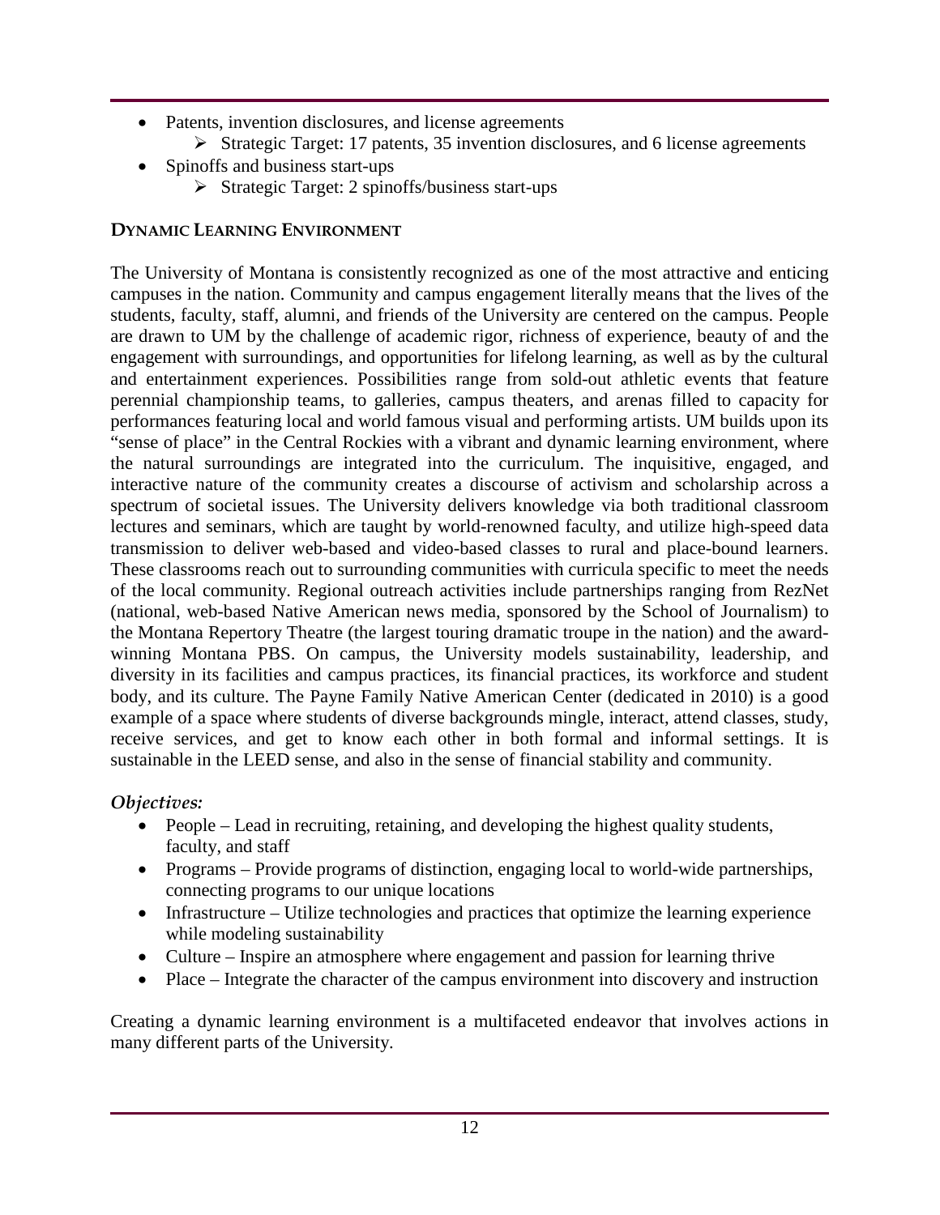- Patents, invention disclosures, and license agreements
    - Strategic Target: 17 patents, 35 invention disclosures, and 6 license agreements
- Spinoffs and business start-ups
    - Strategic Target: 2 spinoffs/business start-ups

### DYNAMIC LEARNING ENVIRONMENT

The University of Montana is consistently recognized as one of the most attractive and enticing campuses in the nation. Community and campus engagement literally means that the lives of the students, faculty, staff, alumni, and friends of the University are centered on the campus. People are drawn to UM by the challenge of academic rigor, richness of experience, beauty of and the engagement with surroundings, and opportunities for lifelong learning, as well as by the cultural and entertainment experiences. Possibilities range from sold-out athletic events that feature perennial championship teams, to galleries, campus theaters, and arenas filled to capacity for performances featuring local and world famous visual and performing artists. UM builds upon its "sense of place" in the Central Rockies with a vibrant and dynamic learning environment, where the natural surroundings are integrated into the curriculum. The inquisitive, engaged, and interactive nature of the community creates a discourse of activism and scholarship across a spectrum of societal issues. The University delivers knowledge via both traditional classroom lectures and seminars, which are taught by world-renowned faculty, and utilize high-speed data transmission to deliver web-based and video-based classes to rural and place-bound learners. These classrooms reach out to surrounding communities with curricula specific to meet the needs of the local community. Regional outreach activities include partnerships ranging from RezNet (national, web-based Native American news media, sponsored by the School of Journalism) to the Montana Repertory Theatre (the largest touring dramatic troupe in the nation) and the award-winning Montana PBS. On campus, the University models sustainability, leadership, and diversity in its facilities and campus practices, its financial practices, its workforce and student body, and its culture. The Payne Family Native American Center (dedicated in 2010) is a good example of a space where students of diverse backgrounds mingle, interact, attend classes, study, receive services, and get to know each other in both formal and informal settings. It is sustainable in the LEED sense, and also in the sense of financial stability and community.

#### *Objectives:*

- People – Lead in recruiting, retaining, and developing the highest quality students, faculty, and staff
- Programs – Provide programs of distinction, engaging local to world-wide partnerships, connecting programs to our unique locations
- Infrastructure – Utilize technologies and practices that optimize the learning experience while modeling sustainability
- Culture – Inspire an atmosphere where engagement and passion for learning thrive
- Place – Integrate the character of the campus environment into discovery and instruction

Creating a dynamic learning environment is a multifaceted endeavor that involves actions in many different parts of the University.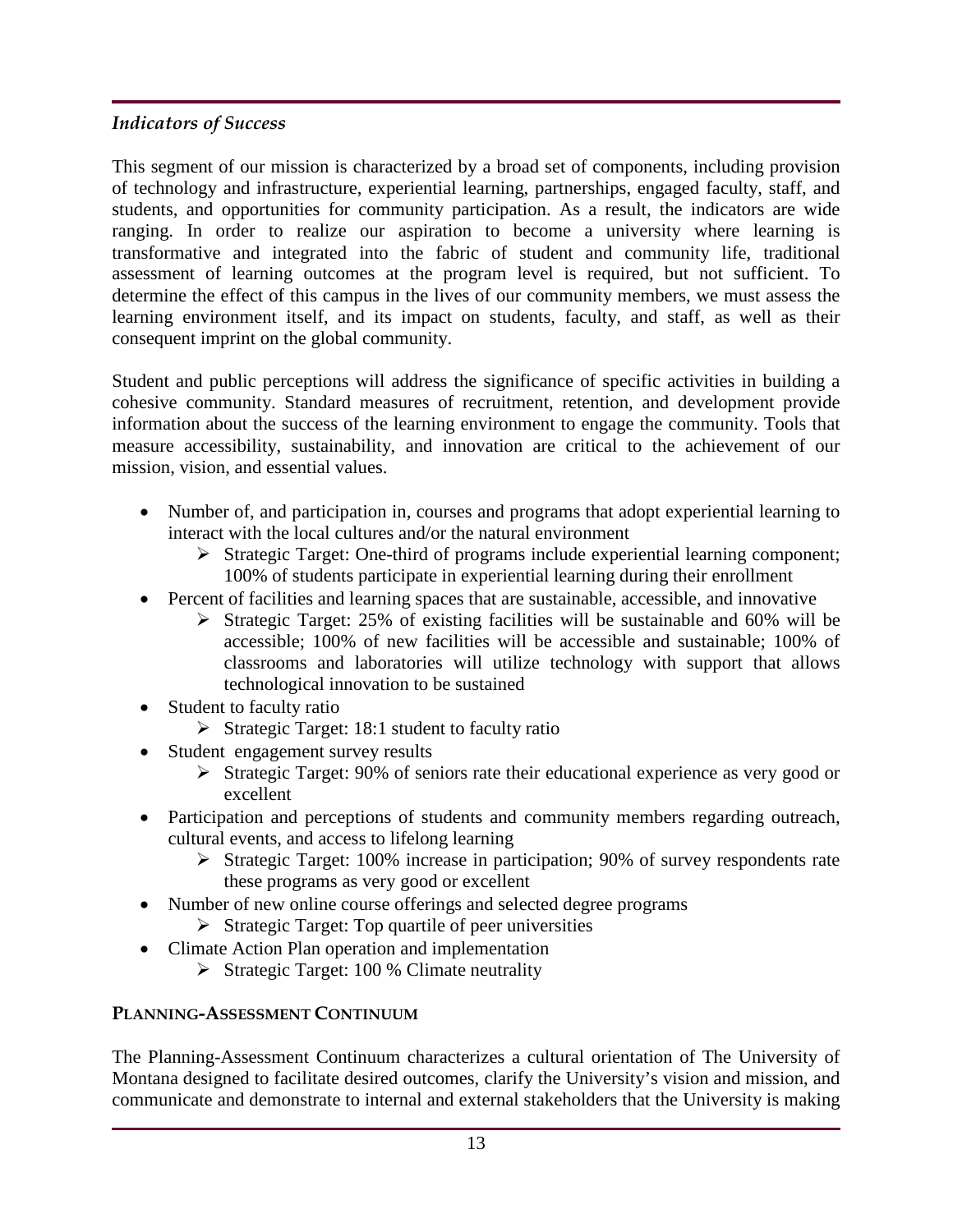### *Indicators of Success*

This segment of our mission is characterized by a broad set of components, including provision of technology and infrastructure, experiential learning, partnerships, engaged faculty, staff, and students, and opportunities for community participation. As a result, the indicators are wide ranging. In order to realize our aspiration to become a university where learning is transformative and integrated into the fabric of student and community life, traditional assessment of learning outcomes at the program level is required, but not sufficient. To determine the effect of this campus in the lives of our community members, we must assess the learning environment itself, and its impact on students, faculty, and staff, as well as their consequent imprint on the global community.

Student and public perceptions will address the significance of specific activities in building a cohesive community. Standard measures of recruitment, retention, and development provide information about the success of the learning environment to engage the community. Tools that measure accessibility, sustainability, and innovation are critical to the achievement of our mission, vision, and essential values.

- Number of, and participation in, courses and programs that adopt experiential learning to interact with the local cultures and/or the natural environment
  - Strategic Target: One-third of programs include experiential learning component; 100% of students participate in experiential learning during their enrollment
- Percent of facilities and learning spaces that are sustainable, accessible, and innovative
  - Strategic Target: 25% of existing facilities will be sustainable and 60% will be accessible; 100% of new facilities will be accessible and sustainable; 100% of classrooms and laboratories will utilize technology with support that allows technological innovation to be sustained
- Student to faculty ratio
  - Strategic Target: 18:1 student to faculty ratio
- Student engagement survey results
  - Strategic Target: 90% of seniors rate their educational experience as very good or excellent
- Participation and perceptions of students and community members regarding outreach, cultural events, and access to lifelong learning
  - Strategic Target: 100% increase in participation; 90% of survey respondents rate these programs as very good or excellent
- Number of new online course offerings and selected degree programs
  - Strategic Target: Top quartile of peer universities
- Climate Action Plan operation and implementation
  - Strategic Target: 100 % Climate neutrality

## PLANNING-ASSESSMENT CONTINUUM

The Planning-Assessment Continuum characterizes a cultural orientation of The University of Montana designed to facilitate desired outcomes, clarify the University's vision and mission, and communicate and demonstrate to internal and external stakeholders that the University is making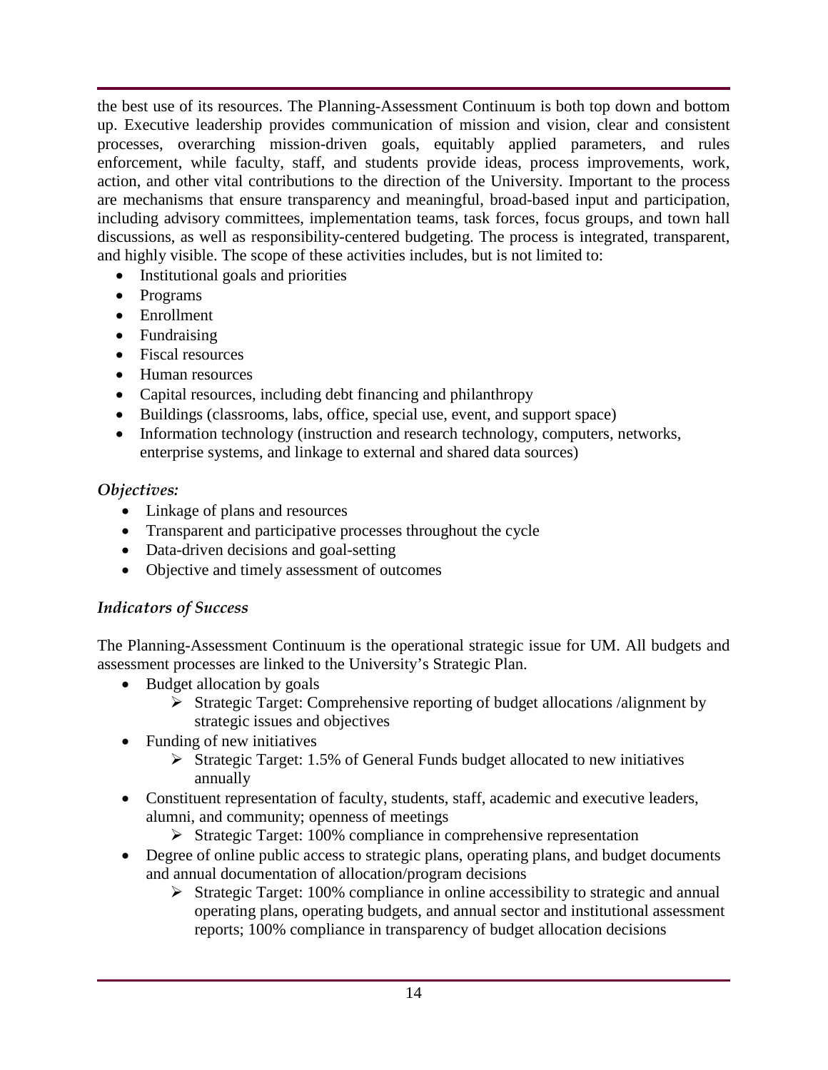the best use of its resources. The Planning-Assessment Continuum is both top down and bottom up. Executive leadership provides communication of mission and vision, clear and consistent processes, overarching mission-driven goals, equitably applied parameters, and rules enforcement, while faculty, staff, and students provide ideas, process improvements, work, action, and other vital contributions to the direction of the University. Important to the process are mechanisms that ensure transparency and meaningful, broad-based input and participation, including advisory committees, implementation teams, task forces, focus groups, and town hall discussions, as well as responsibility-centered budgeting. The process is integrated, transparent, and highly visible. The scope of these activities includes, but is not limited to:

- Institutional goals and priorities
- Programs
- Enrollment
- Fundraising
- Fiscal resources
- Human resources
- Capital resources, including debt financing and philanthropy
- Buildings (classrooms, labs, office, special use, event, and support space)
- Information technology (instruction and research technology, computers, networks, enterprise systems, and linkage to external and shared data sources)

### *Objectives:*

- Linkage of plans and resources
- Transparent and participative processes throughout the cycle
- Data-driven decisions and goal-setting
- Objective and timely assessment of outcomes

### *Indicators of Success*

The Planning-Assessment Continuum is the operational strategic issue for UM. All budgets and assessment processes are linked to the University's Strategic Plan.

- Budget allocation by goals
  - Strategic Target: Comprehensive reporting of budget allocations /alignment by strategic issues and objectives
- Funding of new initiatives
  - Strategic Target: 1.5% of General Funds budget allocated to new initiatives annually
- Constituent representation of faculty, students, staff, academic and executive leaders, alumni, and community; openness of meetings
  - Strategic Target: 100% compliance in comprehensive representation
- Degree of online public access to strategic plans, operating plans, and budget documents and annual documentation of allocation/program decisions
  - Strategic Target: 100% compliance in online accessibility to strategic and annual operating plans, operating budgets, and annual sector and institutional assessment reports; 100% compliance in transparency of budget allocation decisions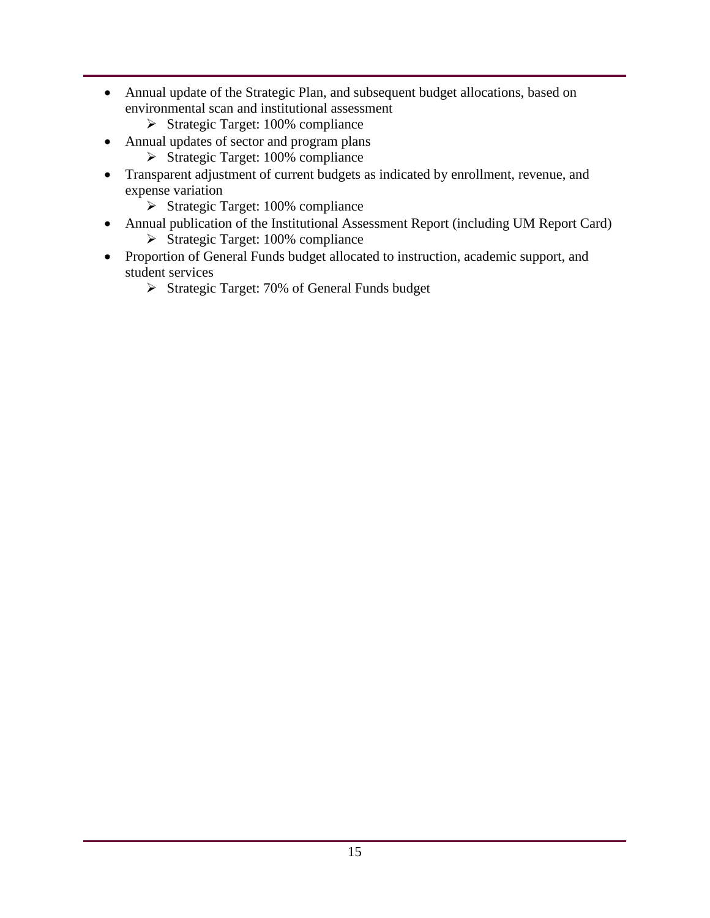- Annual update of the Strategic Plan, and subsequent budget allocations, based on environmental scan and institutional assessment
  - Strategic Target: 100% compliance
- Annual updates of sector and program plans
  - Strategic Target: 100% compliance
- Transparent adjustment of current budgets as indicated by enrollment, revenue, and expense variation
  - Strategic Target: 100% compliance
- Annual publication of the Institutional Assessment Report (including UM Report Card)
  - Strategic Target: 100% compliance
- Proportion of General Funds budget allocated to instruction, academic support, and student services
  - Strategic Target: 70% of General Funds budget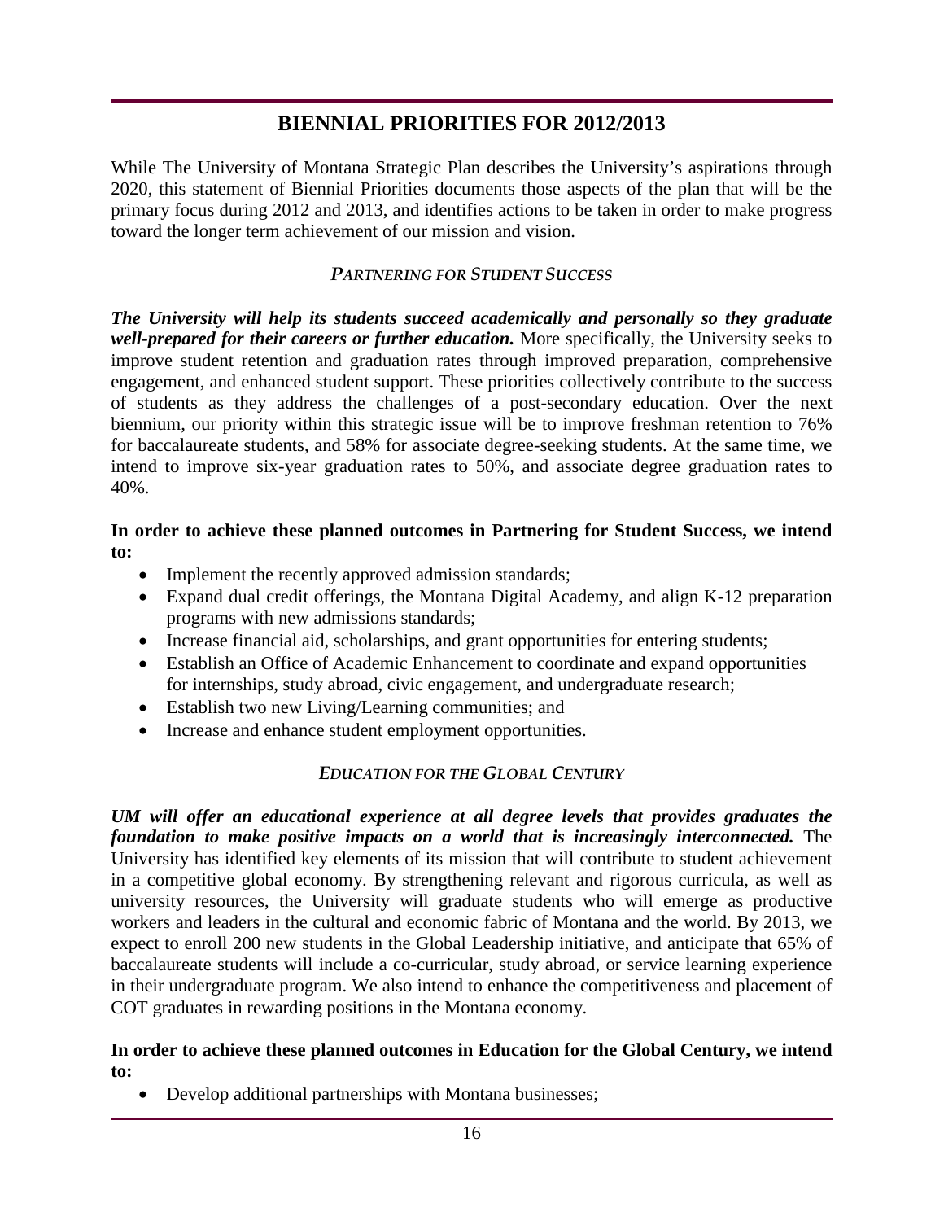# BIENNIAL PRIORITIES FOR 2012/2013

While The University of Montana Strategic Plan describes the University's aspirations through 2020, this statement of Biennial Priorities documents those aspects of the plan that will be the primary focus during 2012 and 2013, and identifies actions to be taken in order to make progress toward the longer term achievement of our mission and vision.

## *PARTNERING FOR STUDENT SUCCESS*

***The University will help its students succeed academically and personally so they graduate well-prepared for their careers or further education.*** More specifically, the University seeks to improve student retention and graduation rates through improved preparation, comprehensive engagement, and enhanced student support. These priorities collectively contribute to the success of students as they address the challenges of a post-secondary education. Over the next biennium, our priority within this strategic issue will be to improve freshman retention to 76% for baccalaureate students, and 58% for associate degree-seeking students. At the same time, we intend to improve six-year graduation rates to 50%, and associate degree graduation rates to 40%.

**In order to achieve these planned outcomes in Partnering for Student Success, we intend to:**

- Implement the recently approved admission standards;
- Expand dual credit offerings, the Montana Digital Academy, and align K-12 preparation programs with new admissions standards;
- Increase financial aid, scholarships, and grant opportunities for entering students;
- Establish an Office of Academic Enhancement to coordinate and expand opportunities for internships, study abroad, civic engagement, and undergraduate research;
- Establish two new Living/Learning communities; and
- Increase and enhance student employment opportunities.

## *EDUCATION FOR THE GLOBAL CENTURY*

***UM will offer an educational experience at all degree levels that provides graduates the foundation to make positive impacts on a world that is increasingly interconnected.*** The University has identified key elements of its mission that will contribute to student achievement in a competitive global economy. By strengthening relevant and rigorous curricula, as well as university resources, the University will graduate students who will emerge as productive workers and leaders in the cultural and economic fabric of Montana and the world. By 2013, we expect to enroll 200 new students in the Global Leadership initiative, and anticipate that 65% of baccalaureate students will include a co-curricular, study abroad, or service learning experience in their undergraduate program. We also intend to enhance the competitiveness and placement of COT graduates in rewarding positions in the Montana economy.

**In order to achieve these planned outcomes in Education for the Global Century, we intend to:**

- Develop additional partnerships with Montana businesses;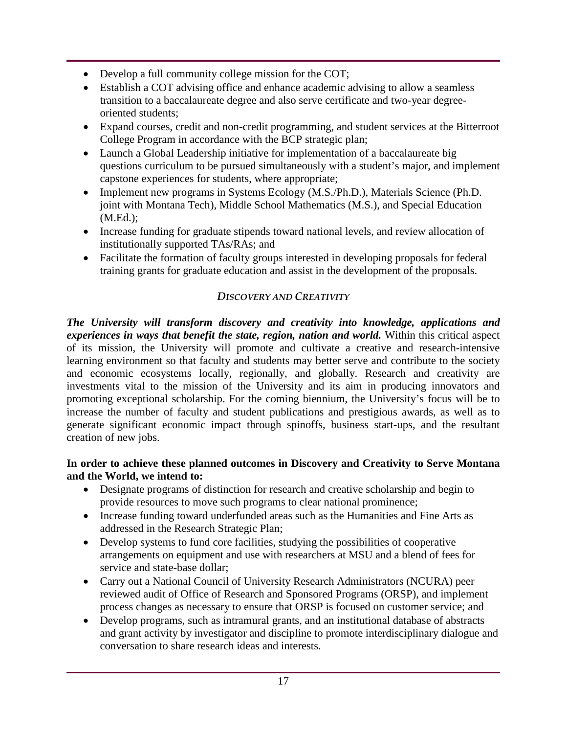- Develop a full community college mission for the COT;
- Establish a COT advising office and enhance academic advising to allow a seamless transition to a baccalaureate degree and also serve certificate and two-year degree-oriented students;
- Expand courses, credit and non-credit programming, and student services at the Bitterroot College Program in accordance with the BCP strategic plan;
- Launch a Global Leadership initiative for implementation of a baccalaureate big questions curriculum to be pursued simultaneously with a student's major, and implement capstone experiences for students, where appropriate;
- Implement new programs in Systems Ecology (M.S./Ph.D.), Materials Science (Ph.D. joint with Montana Tech), Middle School Mathematics (M.S.), and Special Education (M.Ed.);
- Increase funding for graduate stipends toward national levels, and review allocation of institutionally supported TAs/RAs; and
- Facilitate the formation of faculty groups interested in developing proposals for federal training grants for graduate education and assist in the development of the proposals.

## *DISCOVERY AND CREATIVITY*

***The University will transform discovery and creativity into knowledge, applications and experiences in ways that benefit the state, region, nation and world.*** Within this critical aspect of its mission, the University will promote and cultivate a creative and research-intensive learning environment so that faculty and students may better serve and contribute to the society and economic ecosystems locally, regionally, and globally. Research and creativity are investments vital to the mission of the University and its aim in producing innovators and promoting exceptional scholarship. For the coming biennium, the University's focus will be to increase the number of faculty and student publications and prestigious awards, as well as to generate significant economic impact through spinoffs, business start-ups, and the resultant creation of new jobs.

**In order to achieve these planned outcomes in Discovery and Creativity to Serve Montana and the World, we intend to:**

- Designate programs of distinction for research and creative scholarship and begin to provide resources to move such programs to clear national prominence;
- Increase funding toward underfunded areas such as the Humanities and Fine Arts as addressed in the Research Strategic Plan;
- Develop systems to fund core facilities, studying the possibilities of cooperative arrangements on equipment and use with researchers at MSU and a blend of fees for service and state-base dollar;
- Carry out a National Council of University Research Administrators (NCURA) peer reviewed audit of Office of Research and Sponsored Programs (ORSP), and implement process changes as necessary to ensure that ORSP is focused on customer service; and
- Develop programs, such as intramural grants, and an institutional database of abstracts and grant activity by investigator and discipline to promote interdisciplinary dialogue and conversation to share research ideas and interests.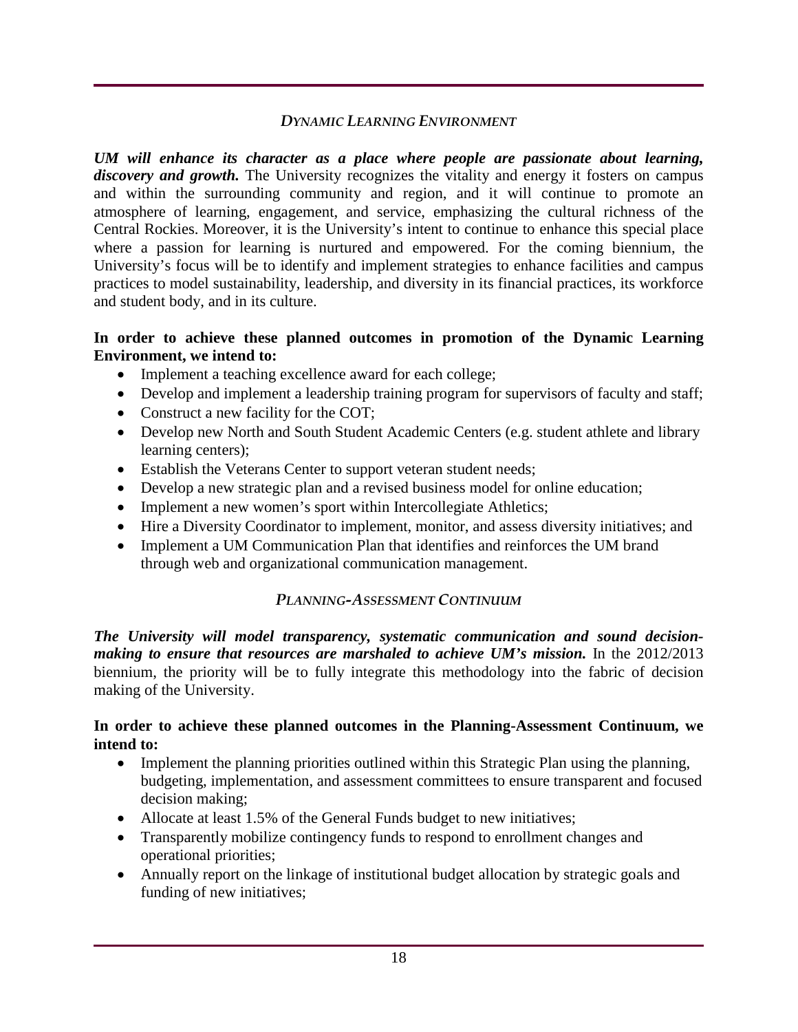### *DYNAMIC LEARNING ENVIRONMENT*

***UM will enhance its character as a place where people are passionate about learning, discovery and growth.*** The University recognizes the vitality and energy it fosters on campus and within the surrounding community and region, and it will continue to promote an atmosphere of learning, engagement, and service, emphasizing the cultural richness of the Central Rockies. Moreover, it is the University's intent to continue to enhance this special place where a passion for learning is nurtured and empowered. For the coming biennium, the University's focus will be to identify and implement strategies to enhance facilities and campus practices to model sustainability, leadership, and diversity in its financial practices, its workforce and student body, and in its culture.

**In order to achieve these planned outcomes in promotion of the Dynamic Learning Environment, we intend to:**

- Implement a teaching excellence award for each college;
- Develop and implement a leadership training program for supervisors of faculty and staff;
- Construct a new facility for the COT;
- Develop new North and South Student Academic Centers (e.g. student athlete and library learning centers);
- Establish the Veterans Center to support veteran student needs;
- Develop a new strategic plan and a revised business model for online education;
- Implement a new women's sport within Intercollegiate Athletics;
- Hire a Diversity Coordinator to implement, monitor, and assess diversity initiatives; and
- Implement a UM Communication Plan that identifies and reinforces the UM brand through web and organizational communication management.

### *PLANNING-ASSESSMENT CONTINUUM*

***The University will model transparency, systematic communication and sound decision-making to ensure that resources are marshaled to achieve UM's mission.*** In the 2012/2013 biennium, the priority will be to fully integrate this methodology into the fabric of decision making of the University.

**In order to achieve these planned outcomes in the Planning-Assessment Continuum, we intend to:**

- Implement the planning priorities outlined within this Strategic Plan using the planning, budgeting, implementation, and assessment committees to ensure transparent and focused decision making;
- Allocate at least 1.5% of the General Funds budget to new initiatives;
- Transparently mobilize contingency funds to respond to enrollment changes and operational priorities;
- Annually report on the linkage of institutional budget allocation by strategic goals and funding of new initiatives;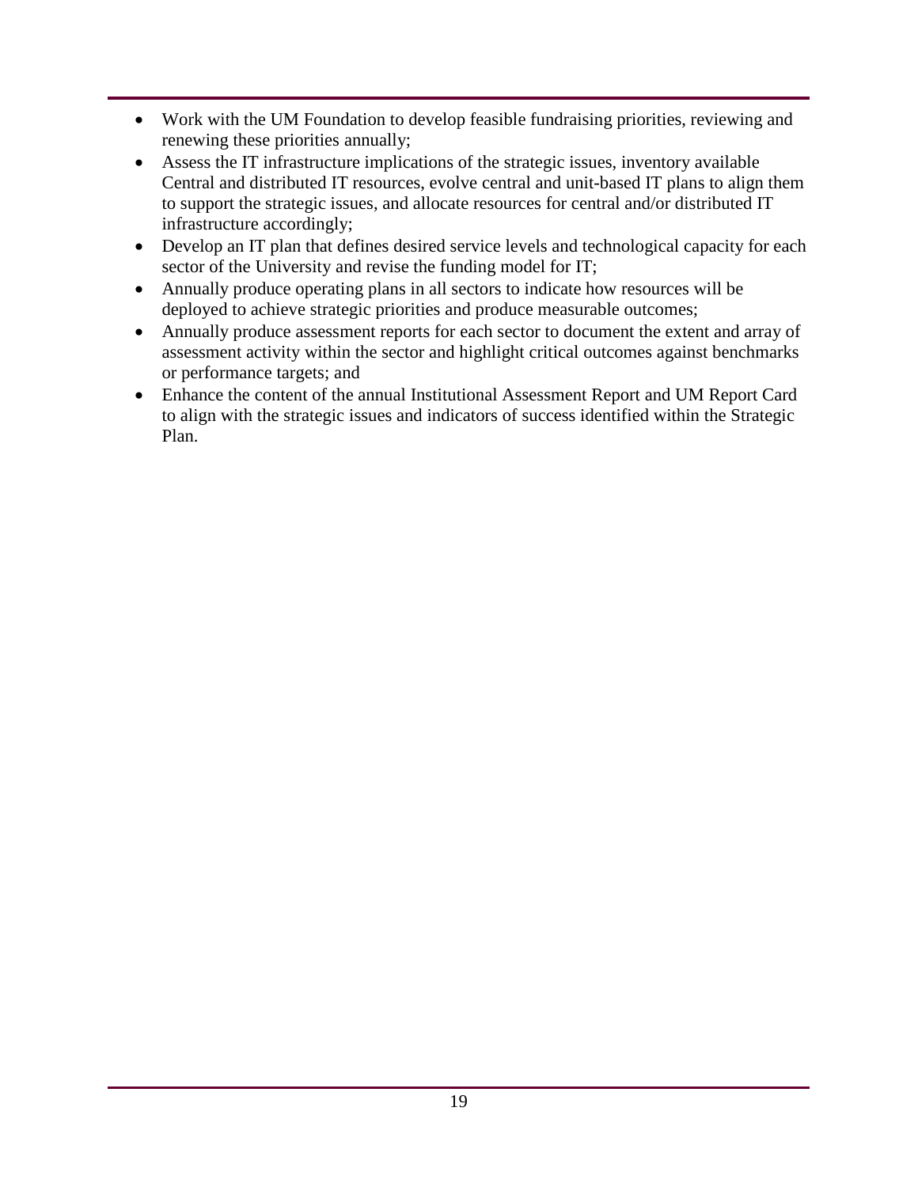- Work with the UM Foundation to develop feasible fundraising priorities, reviewing and renewing these priorities annually;
- Assess the IT infrastructure implications of the strategic issues, inventory available Central and distributed IT resources, evolve central and unit-based IT plans to align them to support the strategic issues, and allocate resources for central and/or distributed IT infrastructure accordingly;
- Develop an IT plan that defines desired service levels and technological capacity for each sector of the University and revise the funding model for IT;
- Annually produce operating plans in all sectors to indicate how resources will be deployed to achieve strategic priorities and produce measurable outcomes;
- Annually produce assessment reports for each sector to document the extent and array of assessment activity within the sector and highlight critical outcomes against benchmarks or performance targets; and
- Enhance the content of the annual Institutional Assessment Report and UM Report Card to align with the strategic issues and indicators of success identified within the Strategic Plan.